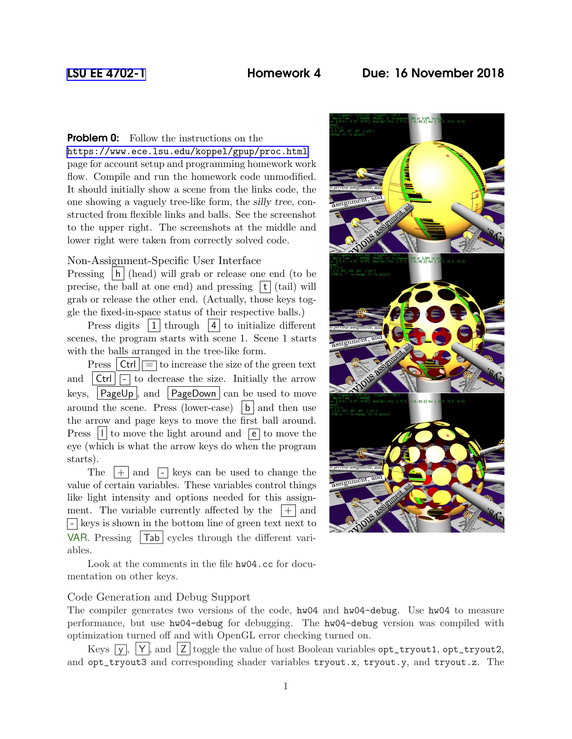LSU EE 4702-1 Homework 4 Due: 16 November 2018

**Problem 0:** Follow the instructions on the https://www.ece.lsu.edu/koppel/gpup/proc.html page for account setup and programming homework work flow. Compile and run the homework code unmodified. It should initially show a scene from the links code, the one showing a vaguely tree-like form, the *silly tree*, constructed from flexible links and balls. See the screenshot to the upper right. The screenshots at the middle and lower right were taken from correctly solved code.

## Non-Assignment-Specific User Interface

Pressing h (head) will grab or release one end (to be precise, the ball at one end) and pressing t (tail) will grab or release the other end. (Actually, those keys toggle the fixed-in-space status of their respective balls.)

Press digits 1 through 4 to initialize different scenes, the program starts with scene 1. Scene 1 starts with the balls arranged in the tree-like form.

Press Ctrl = to increase the size of the green text and Ctrl - to decrease the size. Initially the arrow keys, PageUp, and PageDown can be used to move around the scene. Press (lower-case) b and then use the arrow and page keys to move the first ball around. Press l to move the light around and e to move the eye (which is what the arrow keys do when the program starts).

The + and - keys can be used to change the value of certain variables. These variables control things like light intensity and options needed for this assignment. The variable currently affected by the + and - keys is shown in the bottom line of green text next to VAR. Pressing Tab cycles through the different variables.

Look at the comments in the file hw04.cc for documentation on other keys.

## Code Generation and Debug Support

The compiler generates two versions of the code, hw04 and hw04-debug. Use hw04 to measure performance, but use hw04-debug for debugging. The hw04-debug version was compiled with optimization turned off and with OpenGL error checking turned on.

Keys y, Y, and Z toggle the value of host Boolean variables opt_tryout1, opt_tryout2, and opt_tryout3 and corresponding shader variables tryout.x, tryout.y, and tryout.z. The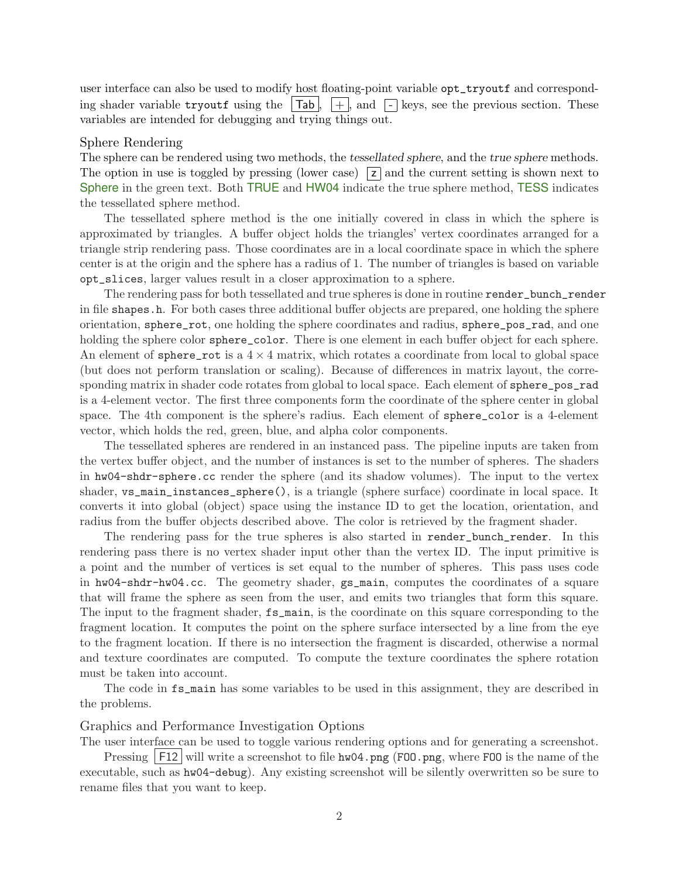user interface can also be used to modify host floating-point variable `opt_tryoutf` and corresponding shader variable `tryoutf` using the Tab, +, and - keys, see the previous section. These variables are intended for debugging and trying things out.

## Sphere Rendering

The sphere can be rendered using two methods, the *tessellated sphere*, and the *true sphere* methods. The option in use is toggled by pressing (lower case) z and the current setting is shown next to Sphere in the green text. Both TRUE and HW04 indicate the true sphere method, TESS indicates the tessellated sphere method.

The tessellated sphere method is the one initially covered in class in which the sphere is approximated by triangles. A buffer object holds the triangles' vertex coordinates arranged for a triangle strip rendering pass. Those coordinates are in a local coordinate space in which the sphere center is at the origin and the sphere has a radius of 1. The number of triangles is based on variable `opt_slices`, larger values result in a closer approximation to a sphere.

The rendering pass for both tessellated and true spheres is done in routine `render_bunch_render` in file `shapes.h`. For both cases three additional buffer objects are prepared, one holding the sphere orientation, `sphere_rot`, one holding the sphere coordinates and radius, `sphere_pos_rad`, and one holding the sphere color `sphere_color`. There is one element in each buffer object for each sphere. An element of `sphere_rot` is a $4 \times 4$ matrix, which rotates a coordinate from local to global space (but does not perform translation or scaling). Because of differences in matrix layout, the corresponding matrix in shader code rotates from global to local space. Each element of `sphere_pos_rad` is a 4-element vector. The first three components form the coordinate of the sphere center in global space. The 4th component is the sphere's radius. Each element of `sphere_color` is a 4-element vector, which holds the red, green, blue, and alpha color components.

The tessellated spheres are rendered in an instanced pass. The pipeline inputs are taken from the vertex buffer object, and the number of instances is set to the number of spheres. The shaders in `hw04-shdr-sphere.cc` render the sphere (and its shadow volumes). The input to the vertex shader, `vs_main_instances_sphere()`, is a triangle (sphere surface) coordinate in local space. It converts it into global (object) space using the instance ID to get the location, orientation, and radius from the buffer objects described above. The color is retrieved by the fragment shader.

The rendering pass for the true spheres is also started in `render_bunch_render`. In this rendering pass there is no vertex shader input other than the vertex ID. The input primitive is a point and the number of vertices is set equal to the number of spheres. This pass uses code in `hw04-shdr-hw04.cc`. The geometry shader, `gs_main`, computes the coordinates of a square that will frame the sphere as seen from the user, and emits two triangles that form this square. The input to the fragment shader, `fs_main`, is the coordinate on this square corresponding to the fragment location. It computes the point on the sphere surface intersected by a line from the eye to the fragment location. If there is no intersection the fragment is discarded, otherwise a normal and texture coordinates are computed. To compute the texture coordinates the sphere rotation must be taken into account.

The code in `fs_main` has some variables to be used in this assignment, they are described in the problems.

## Graphics and Performance Investigation Options

The user interface can be used to toggle various rendering options and for generating a screenshot.

Pressing F12 will write a screenshot to file `hw04.png` (`FOO.png`, where `FOO` is the name of the executable, such as `hw04-debug`). Any existing screenshot will be silently overwritten so be sure to rename files that you want to keep.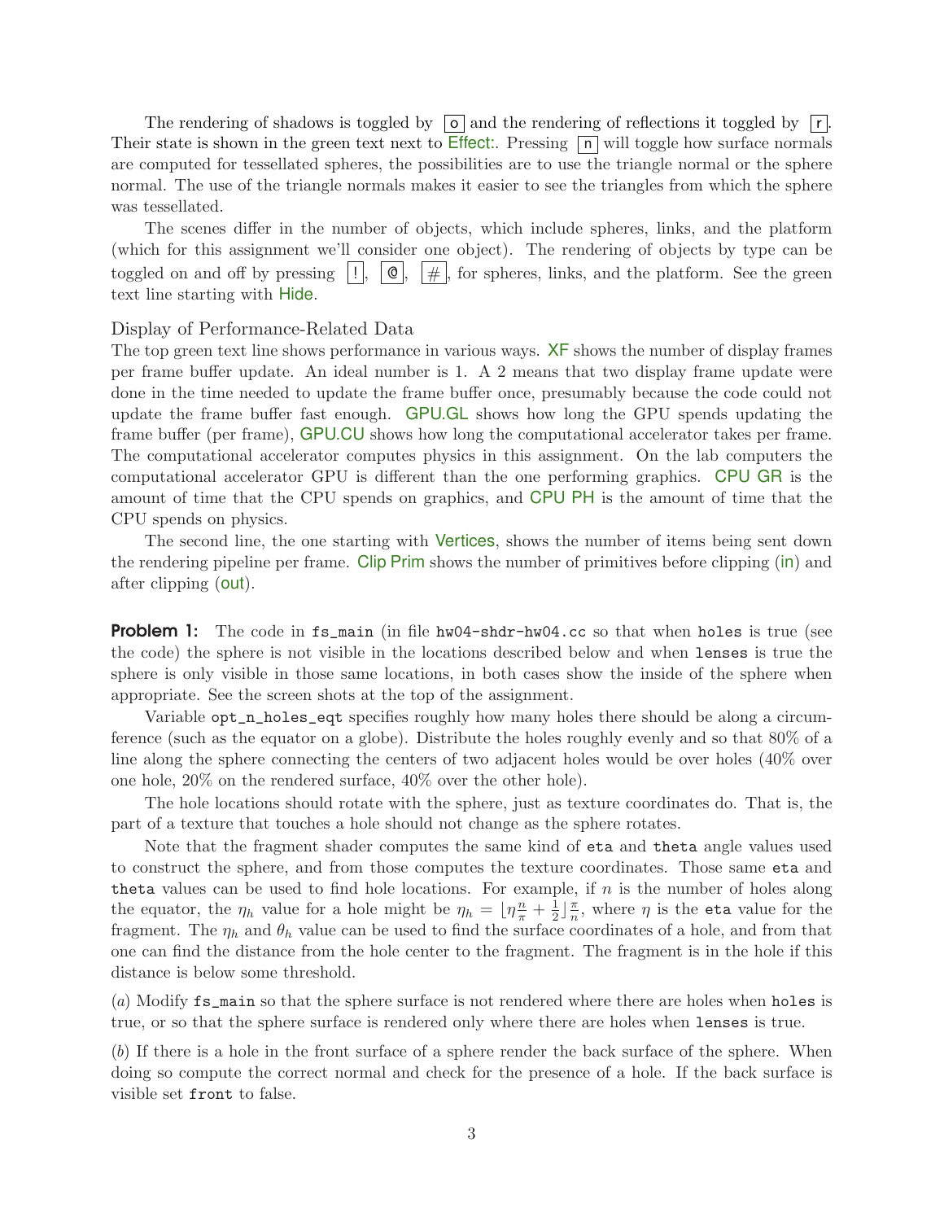The rendering of shadows is toggled by `o` and the rendering of reflections it toggled by `r`. Their state is shown in the green text next to Effect:. Pressing `n` will toggle how surface normals are computed for tessellated spheres, the possibilities are to use the triangle normal or the sphere normal. The use of the triangle normals makes it easier to see the triangles from which the sphere was tessellated.

The scenes differ in the number of objects, which include spheres, links, and the platform (which for this assignment we'll consider one object). The rendering of objects by type can be toggled on and off by pressing `!`, `@`, `#`, for spheres, links, and the platform. See the green text line starting with Hide.

### Display of Performance-Related Data

The top green text line shows performance in various ways. XF shows the number of display frames per frame buffer update. An ideal number is 1. A 2 means that two display frame update were done in the time needed to update the frame buffer once, presumably because the code could not update the frame buffer fast enough. GPU.GL shows how long the GPU spends updating the frame buffer (per frame), GPU.CU shows how long the computational accelerator takes per frame. The computational accelerator computes physics in this assignment. On the lab computers the computational accelerator GPU is different than the one performing graphics. CPU GR is the amount of time that the CPU spends on graphics, and CPU PH is the amount of time that the CPU spends on physics.

The second line, the one starting with Vertices, shows the number of items being sent down the rendering pipeline per frame. Clip Prim shows the number of primitives before clipping (in) and after clipping (out).

**Problem 1:** The code in `fs_main` (in file `hw04-shdr-hw04.cc` so that when `holes` is true (see the code) the sphere is not visible in the locations described below and when `lenses` is true the sphere is only visible in those same locations, in both cases show the inside of the sphere when appropriate. See the screen shots at the top of the assignment.

Variable `opt_n_holes_eqt` specifies roughly how many holes there should be along a circumference (such as the equator on a globe). Distribute the holes roughly evenly and so that 80% of a line along the sphere connecting the centers of two adjacent holes would be over holes (40% over one hole, 20% on the rendered surface, 40% over the other hole).

The hole locations should rotate with the sphere, just as texture coordinates do. That is, the part of a texture that touches a hole should not change as the sphere rotates.

Note that the fragment shader computes the same kind of `eta` and `theta` angle values used to construct the sphere, and from those computes the texture coordinates. Those same `eta` and `theta` values can be used to find hole locations. For example, if $n$ is the number of holes along the equator, the $\eta_h$ value for a hole might be $\eta_h = \lfloor \eta \frac{n}{\pi} + \frac{1}{2} \rfloor \frac{\pi}{n}$, where $\eta$ is the `eta` value for the fragment. The $\eta_h$ and $\theta_h$ value can be used to find the surface coordinates of a hole, and from that one can find the distance from the hole center to the fragment. The fragment is in the hole if this distance is below some threshold.

(*a*) Modify `fs_main` so that the sphere surface is not rendered where there are holes when `holes` is true, or so that the sphere surface is rendered only where there are holes when `lenses` is true.

(*b*) If there is a hole in the front surface of a sphere render the back surface of the sphere. When doing so compute the correct normal and check for the presence of a hole. If the back surface is visible set `front` to false.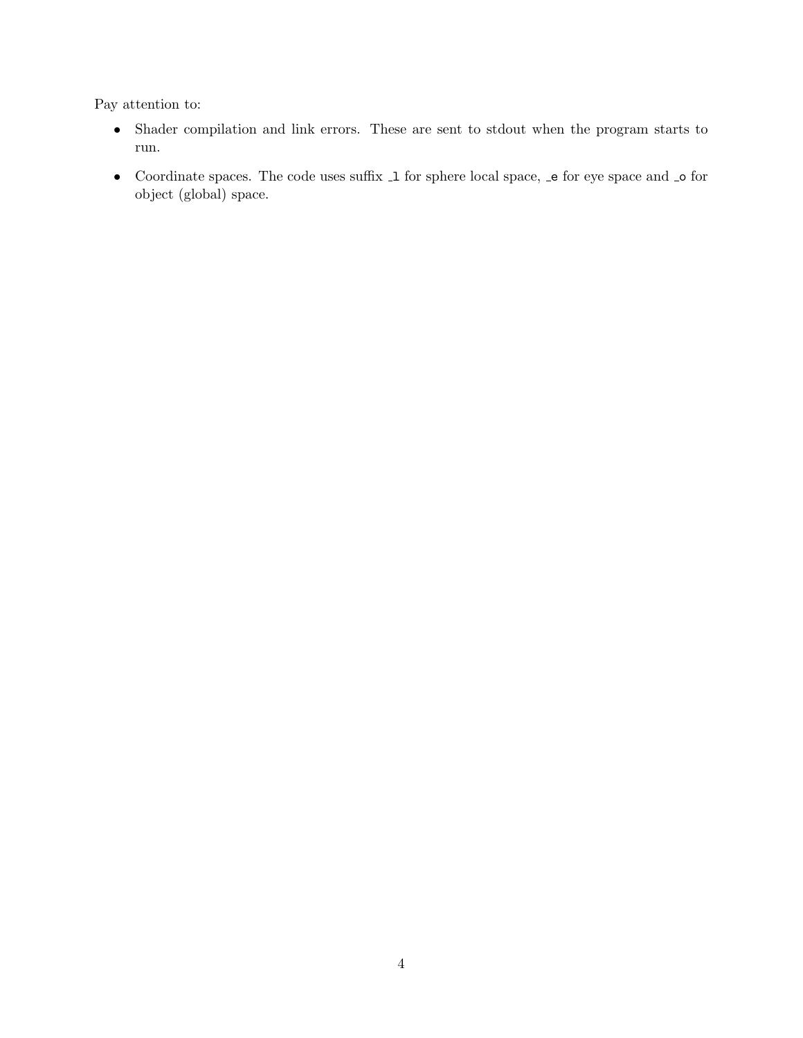Pay attention to:

- Shader compilation and link errors. These are sent to stdout when the program starts to run.
- Coordinate spaces. The code uses suffix `_l` for sphere local space, `_e` for eye space and `_o` for object (global) space.